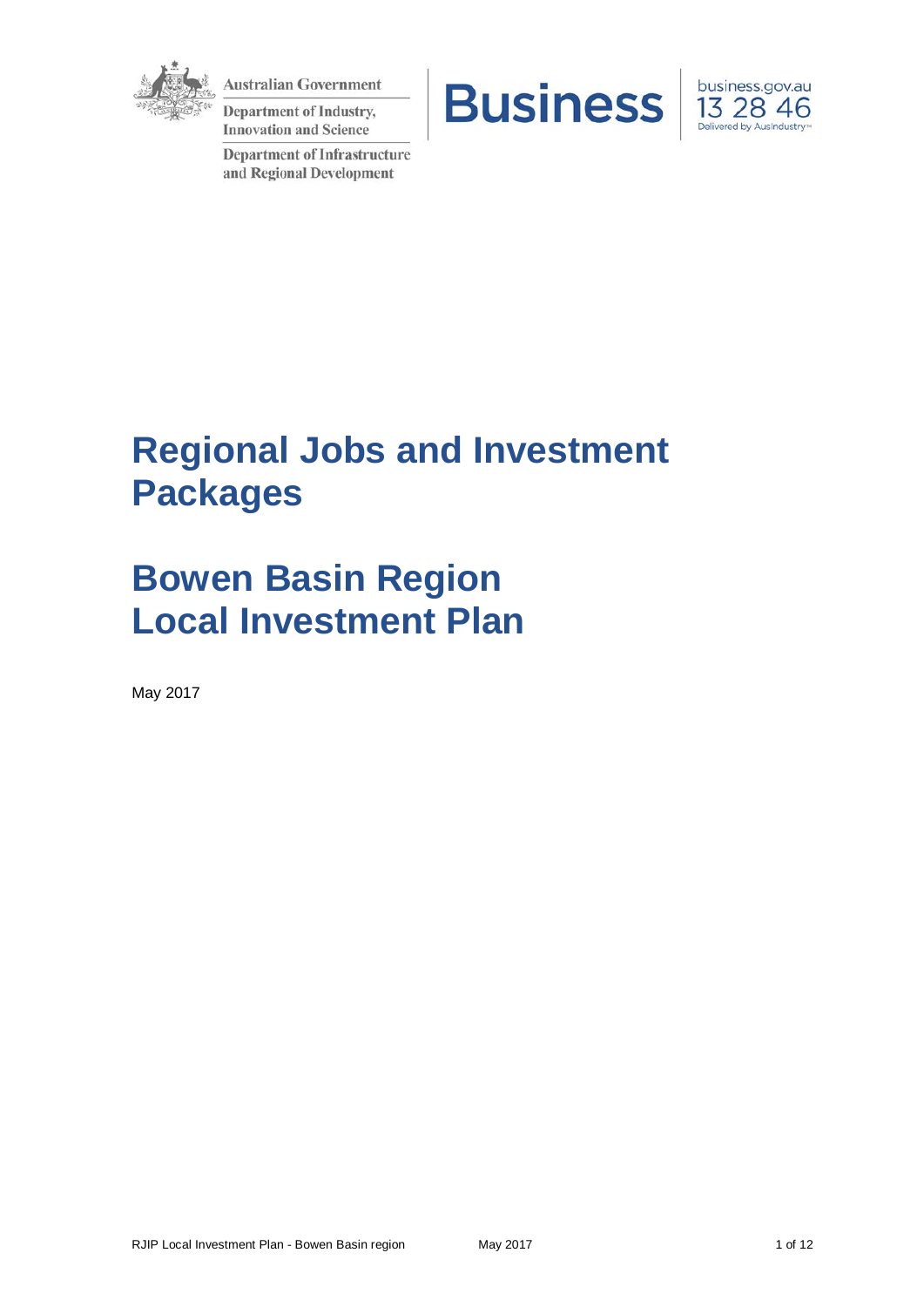Australian Government

Department of Industry, Innovation and Science

Department of Infrastructure and Regional Development

Business

business.gov.au 13 28 46 Delivered by AusIndustry

# Regional Jobs and Investment Packages

# Bowen Basin Region Local Investment Plan

May 2017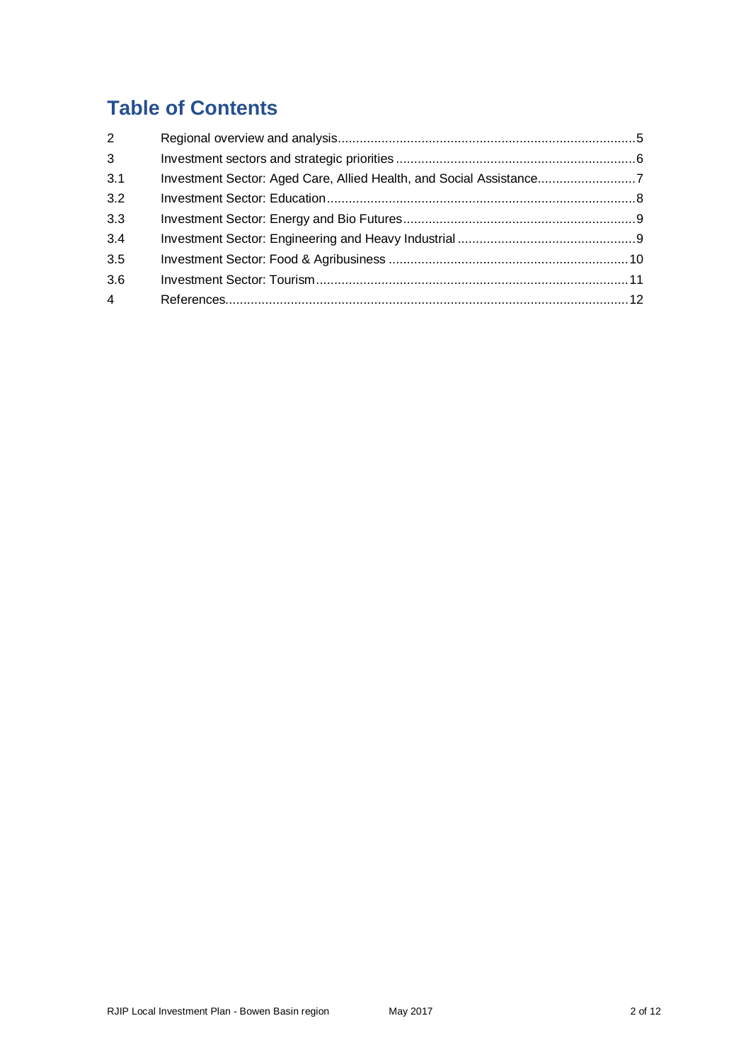# Table of Contents

| | | |
|---|---|---|
| 2 | Regional overview and analysis | 5 |
| 3 | Investment sectors and strategic priorities | 6 |
| 3.1 | Investment Sector: Aged Care, Allied Health, and Social Assistance | 7 |
| 3.2 | Investment Sector: Education | 8 |
| 3.3 | Investment Sector: Energy and Bio Futures | 9 |
| 3.4 | Investment Sector: Engineering and Heavy Industrial | 9 |
| 3.5 | Investment Sector: Food & Agribusiness | 10 |
| 3.6 | Investment Sector: Tourism | 11 |
| 4 | References | 12 |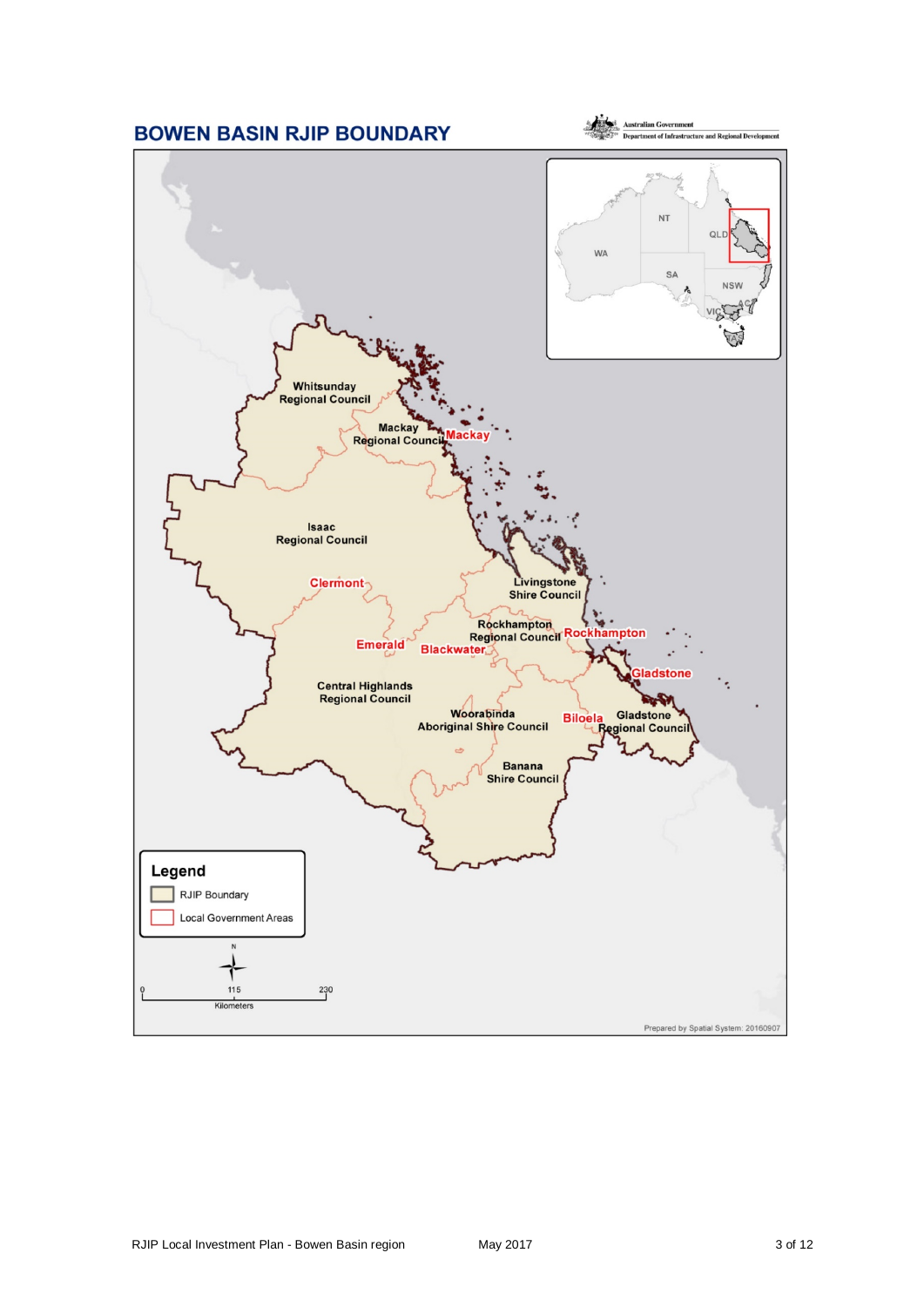# BOWEN BASIN RJIP BOUNDARY

Australian Government
Department of Infrastructure and Regional Development

NT

QLD

WA

SA

NSW

VIC

ACT

TAS

Whitsunday Regional Council

Mackay Regional Council

Mackay

Isaac Regional Council

Clermont

Livingstone Shire Council

Rockhampton Regional Council

Rockhampton

Emerald

Blackwater

Gladstone

Central Highlands Regional Council

Woorabinda Aboriginal Shire Council

Biloela

Gladstone Regional Council

Banana Shire Council

**Legend**

- RJIP Boundary
- Local Government Areas

N

0 115 230

Kilometers

Prepared by Spatial System: 20160907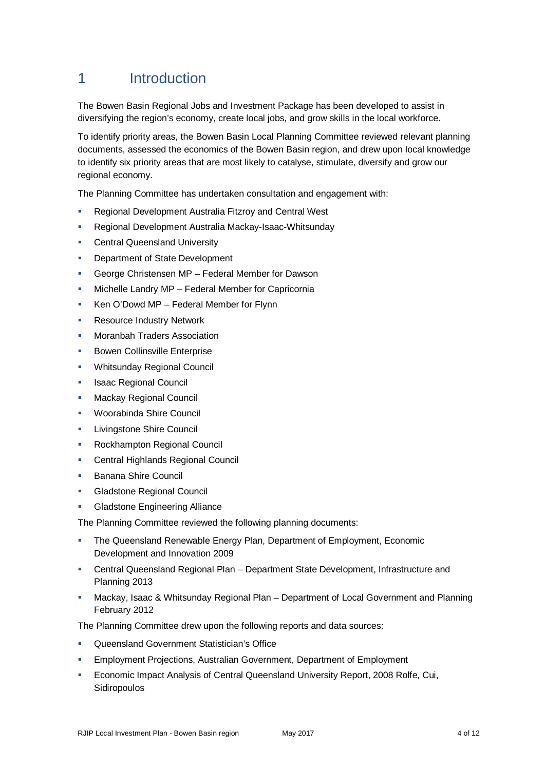# 1 Introduction

The Bowen Basin Regional Jobs and Investment Package has been developed to assist in diversifying the region's economy, create local jobs, and grow skills in the local workforce.

To identify priority areas, the Bowen Basin Local Planning Committee reviewed relevant planning documents, assessed the economics of the Bowen Basin region, and drew upon local knowledge to identify six priority areas that are most likely to catalyse, stimulate, diversify and grow our regional economy.

The Planning Committee has undertaken consultation and engagement with:

- Regional Development Australia Fitzroy and Central West
- Regional Development Australia Mackay-Isaac-Whitsunday
- Central Queensland University
- Department of State Development
- George Christensen MP – Federal Member for Dawson
- Michelle Landry MP – Federal Member for Capricornia
- Ken O'Dowd MP – Federal Member for Flynn
- Resource Industry Network
- Moranbah Traders Association
- Bowen Collinsville Enterprise
- Whitsunday Regional Council
- Isaac Regional Council
- Mackay Regional Council
- Woorabinda Shire Council
- Livingstone Shire Council
- Rockhampton Regional Council
- Central Highlands Regional Council
- Banana Shire Council
- Gladstone Regional Council
- Gladstone Engineering Alliance

The Planning Committee reviewed the following planning documents:

- The Queensland Renewable Energy Plan, Department of Employment, Economic Development and Innovation 2009
- Central Queensland Regional Plan – Department State Development, Infrastructure and Planning 2013
- Mackay, Isaac & Whitsunday Regional Plan – Department of Local Government and Planning February 2012

The Planning Committee drew upon the following reports and data sources:

- Queensland Government Statistician's Office
- Employment Projections, Australian Government, Department of Employment
- Economic Impact Analysis of Central Queensland University Report, 2008 Rolfe, Cui, Sidiropoulos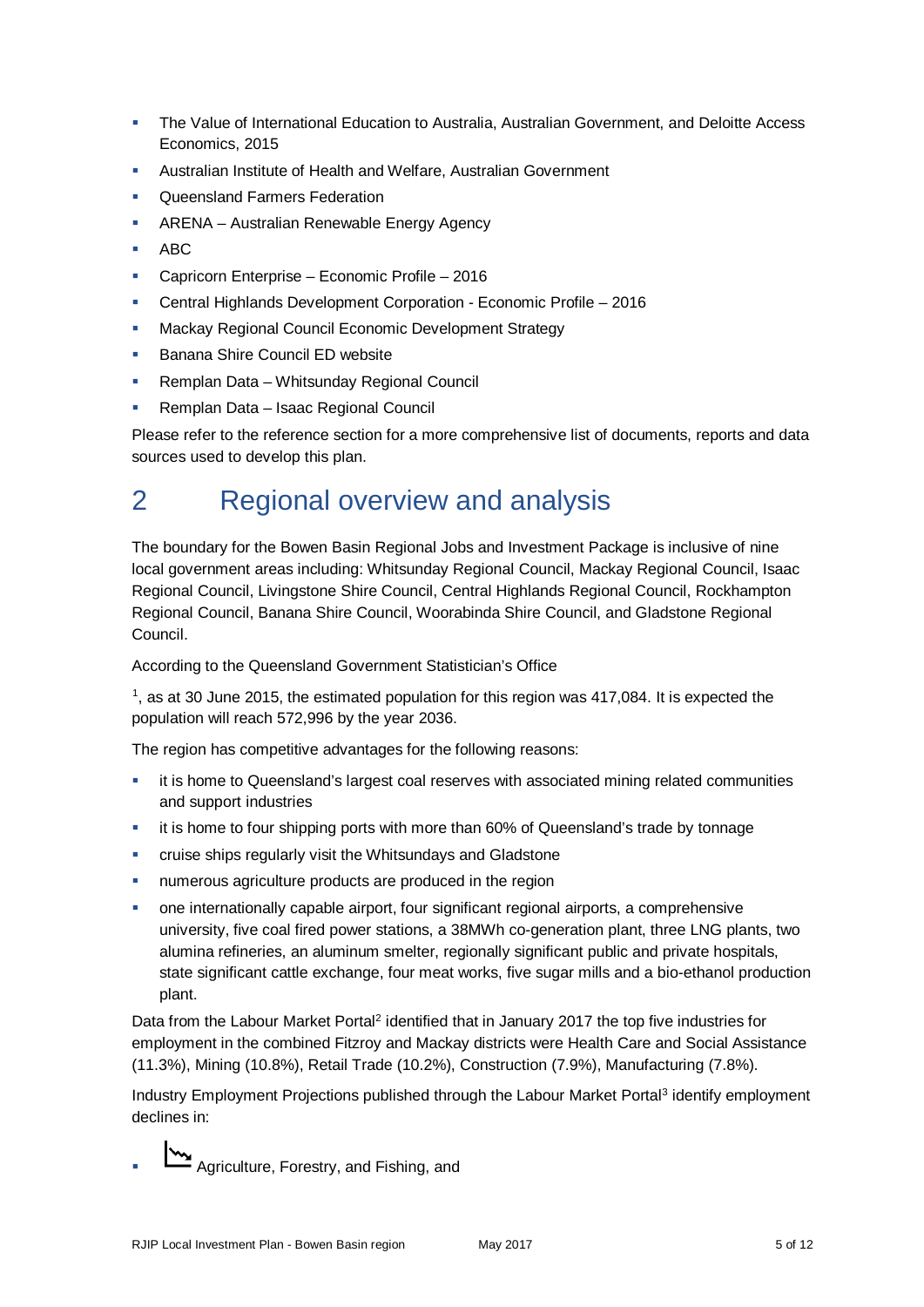- The Value of International Education to Australia, Australian Government, and Deloitte Access Economics, 2015
- Australian Institute of Health and Welfare, Australian Government
- Queensland Farmers Federation
- ARENA – Australian Renewable Energy Agency
- ABC
- Capricorn Enterprise – Economic Profile – 2016
- Central Highlands Development Corporation - Economic Profile – 2016
- Mackay Regional Council Economic Development Strategy
- Banana Shire Council ED website
- Remplan Data – Whitsunday Regional Council
- Remplan Data – Isaac Regional Council

Please refer to the reference section for a more comprehensive list of documents, reports and data sources used to develop this plan.

# 2 Regional overview and analysis

The boundary for the Bowen Basin Regional Jobs and Investment Package is inclusive of nine local government areas including: Whitsunday Regional Council, Mackay Regional Council, Isaac Regional Council, Livingstone Shire Council, Central Highlands Regional Council, Rockhampton Regional Council, Banana Shire Council, Woorabinda Shire Council, and Gladstone Regional Council.

According to the Queensland Government Statistician's Office

[1], as at 30 June 2015, the estimated population for this region was 417,084. It is expected the population will reach 572,996 by the year 2036.

The region has competitive advantages for the following reasons:

- it is home to Queensland's largest coal reserves with associated mining related communities and support industries
- it is home to four shipping ports with more than 60% of Queensland's trade by tonnage
- cruise ships regularly visit the Whitsundays and Gladstone
- numerous agriculture products are produced in the region
- one internationally capable airport, four significant regional airports, a comprehensive university, five coal fired power stations, a 38MWh co-generation plant, three LNG plants, two alumina refineries, an aluminum smelter, regionally significant public and private hospitals, state significant cattle exchange, four meat works, five sugar mills and a bio-ethanol production plant.

Data from the Labour Market Portal[2] identified that in January 2017 the top five industries for employment in the combined Fitzroy and Mackay districts were Health Care and Social Assistance (11.3%), Mining (10.8%), Retail Trade (10.2%), Construction (7.9%), Manufacturing (7.8%).

Industry Employment Projections published through the Labour Market Portal[3] identify employment declines in:

- Agriculture, Forestry, and Fishing, and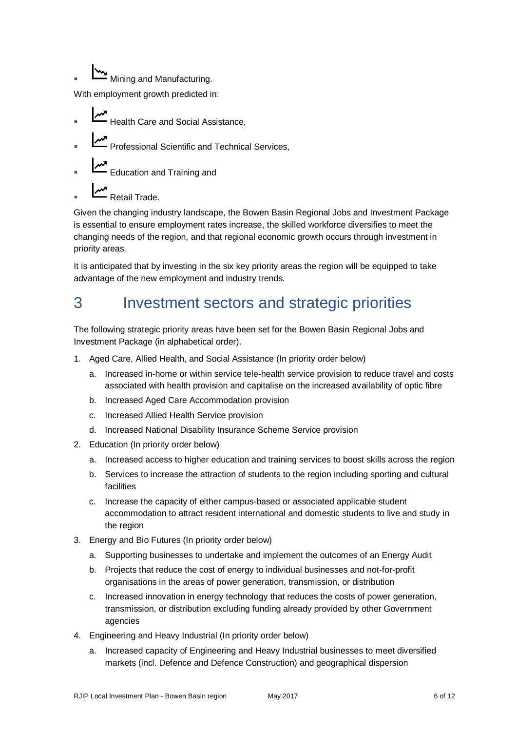- Mining and Manufacturing.

With employment growth predicted in:

- Health Care and Social Assistance,
- Professional Scientific and Technical Services,
- Education and Training and
- Retail Trade.

Given the changing industry landscape, the Bowen Basin Regional Jobs and Investment Package is essential to ensure employment rates increase, the skilled workforce diversifies to meet the changing needs of the region, and that regional economic growth occurs through investment in priority areas.

It is anticipated that by investing in the six key priority areas the region will be equipped to take advantage of the new employment and industry trends.

# 3 Investment sectors and strategic priorities

The following strategic priority areas have been set for the Bowen Basin Regional Jobs and Investment Package (in alphabetical order).

1. Aged Care, Allied Health, and Social Assistance (In priority order below)
   a. Increased in-home or within service tele-health service provision to reduce travel and costs associated with health provision and capitalise on the increased availability of optic fibre
   b. Increased Aged Care Accommodation provision
   c. Increased Allied Health Service provision
   d. Increased National Disability Insurance Scheme Service provision
2. Education (In priority order below)
   a. Increased access to higher education and training services to boost skills across the region
   b. Services to increase the attraction of students to the region including sporting and cultural facilities
   c. Increase the capacity of either campus-based or associated applicable student accommodation to attract resident international and domestic students to live and study in the region
3. Energy and Bio Futures (In priority order below)
   a. Supporting businesses to undertake and implement the outcomes of an Energy Audit
   b. Projects that reduce the cost of energy to individual businesses and not-for-profit organisations in the areas of power generation, transmission, or distribution
   c. Increased innovation in energy technology that reduces the costs of power generation, transmission, or distribution excluding funding already provided by other Government agencies
4. Engineering and Heavy Industrial (In priority order below)
   a. Increased capacity of Engineering and Heavy Industrial businesses to meet diversified markets (incl. Defence and Defence Construction) and geographical dispersion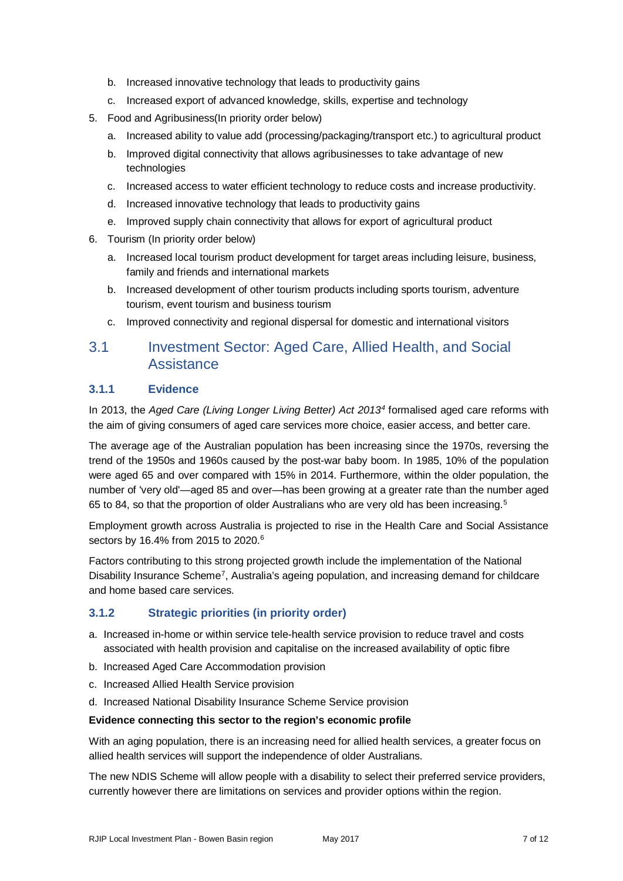b. Increased innovative technology that leads to productivity gains
   c. Increased export of advanced knowledge, skills, expertise and technology
5. Food and Agribusiness(In priority order below)
   a. Increased ability to value add (processing/packaging/transport etc.) to agricultural product
   b. Improved digital connectivity that allows agribusinesses to take advantage of new technologies
   c. Increased access to water efficient technology to reduce costs and increase productivity.
   d. Increased innovative technology that leads to productivity gains
   e. Improved supply chain connectivity that allows for export of agricultural product
6. Tourism (In priority order below)
   a. Increased local tourism product development for target areas including leisure, business, family and friends and international markets
   b. Increased development of other tourism products including sports tourism, adventure tourism, event tourism and business tourism
   c. Improved connectivity and regional dispersal for domestic and international visitors

## 3.1 Investment Sector: Aged Care, Allied Health, and Social Assistance

### 3.1.1 Evidence

In 2013, the *Aged Care (Living Longer Living Better) Act 2013*[4] formalised aged care reforms with the aim of giving consumers of aged care services more choice, easier access, and better care.

The average age of the Australian population has been increasing since the 1970s, reversing the trend of the 1950s and 1960s caused by the post-war baby boom. In 1985, 10% of the population were aged 65 and over compared with 15% in 2014. Furthermore, within the older population, the number of 'very old'—aged 85 and over—has been growing at a greater rate than the number aged 65 to 84, so that the proportion of older Australians who are very old has been increasing.[5]

Employment growth across Australia is projected to rise in the Health Care and Social Assistance sectors by 16.4% from 2015 to 2020.[6]

Factors contributing to this strong projected growth include the implementation of the National Disability Insurance Scheme[7], Australia's ageing population, and increasing demand for childcare and home based care services.

### 3.1.2 Strategic priorities (in priority order)

a. Increased in-home or within service tele-health service provision to reduce travel and costs associated with health provision and capitalise on the increased availability of optic fibre
b. Increased Aged Care Accommodation provision
c. Increased Allied Health Service provision
d. Increased National Disability Insurance Scheme Service provision

**Evidence connecting this sector to the region's economic profile**

With an aging population, there is an increasing need for allied health services, a greater focus on allied health services will support the independence of older Australians.

The new NDIS Scheme will allow people with a disability to select their preferred service providers, currently however there are limitations on services and provider options within the region.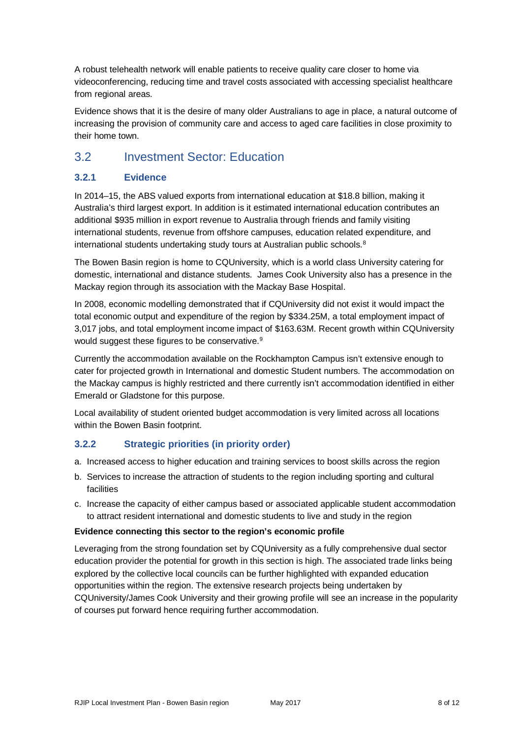A robust telehealth network will enable patients to receive quality care closer to home via videoconferencing, reducing time and travel costs associated with accessing specialist healthcare from regional areas.

Evidence shows that it is the desire of many older Australians to age in place, a natural outcome of increasing the provision of community care and access to aged care facilities in close proximity to their home town.

## 3.2 Investment Sector: Education

### 3.2.1 Evidence

In 2014–15, the ABS valued exports from international education at $18.8 billion, making it Australia's third largest export. In addition is it estimated international education contributes an additional $935 million in export revenue to Australia through friends and family visiting international students, revenue from offshore campuses, education related expenditure, and international students undertaking study tours at Australian public schools.[8]

The Bowen Basin region is home to CQUniversity, which is a world class University catering for domestic, international and distance students. James Cook University also has a presence in the Mackay region through its association with the Mackay Base Hospital.

In 2008, economic modelling demonstrated that if CQUniversity did not exist it would impact the total economic output and expenditure of the region by $334.25M, a total employment impact of 3,017 jobs, and total employment income impact of $163.63M. Recent growth within CQUniversity would suggest these figures to be conservative.[9]

Currently the accommodation available on the Rockhampton Campus isn't extensive enough to cater for projected growth in International and domestic Student numbers. The accommodation on the Mackay campus is highly restricted and there currently isn't accommodation identified in either Emerald or Gladstone for this purpose.

Local availability of student oriented budget accommodation is very limited across all locations within the Bowen Basin footprint.

### 3.2.2 Strategic priorities (in priority order)

a. Increased access to higher education and training services to boost skills across the region
b. Services to increase the attraction of students to the region including sporting and cultural facilities
c. Increase the capacity of either campus based or associated applicable student accommodation to attract resident international and domestic students to live and study in the region

**Evidence connecting this sector to the region's economic profile**

Leveraging from the strong foundation set by CQUniversity as a fully comprehensive dual sector education provider the potential for growth in this section is high. The associated trade links being explored by the collective local councils can be further highlighted with expanded education opportunities within the region. The extensive research projects being undertaken by CQUniversity/James Cook University and their growing profile will see an increase in the popularity of courses put forward hence requiring further accommodation.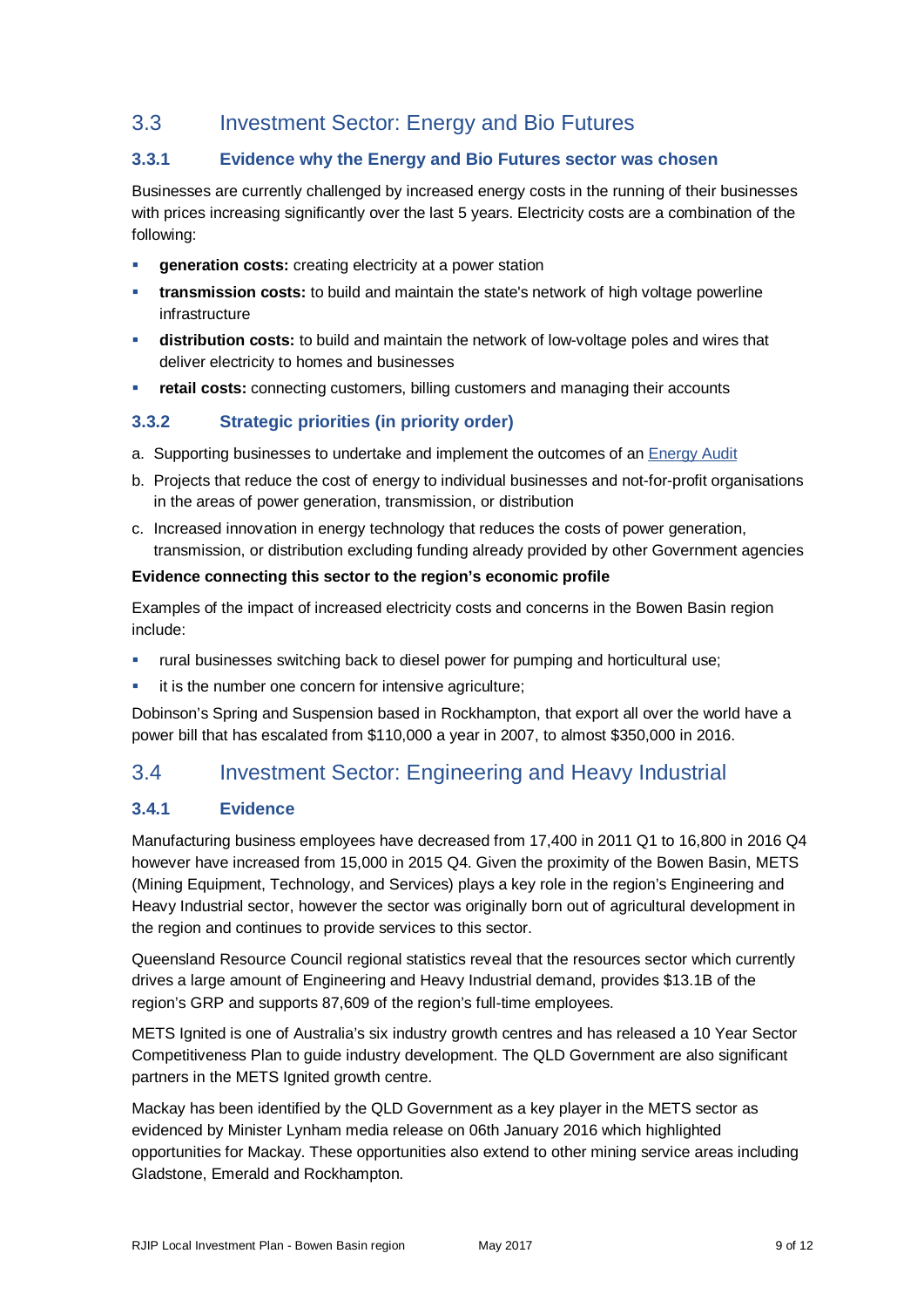## 3.3 Investment Sector: Energy and Bio Futures

### 3.3.1 Evidence why the Energy and Bio Futures sector was chosen

Businesses are currently challenged by increased energy costs in the running of their businesses with prices increasing significantly over the last 5 years. Electricity costs are a combination of the following:

- **generation costs:** creating electricity at a power station
- **transmission costs:** to build and maintain the state's network of high voltage powerline infrastructure
- **distribution costs:** to build and maintain the network of low-voltage poles and wires that deliver electricity to homes and businesses
- **retail costs:** connecting customers, billing customers and managing their accounts

### 3.3.2 Strategic priorities (in priority order)

a. Supporting businesses to undertake and implement the outcomes of an Energy Audit
b. Projects that reduce the cost of energy to individual businesses and not-for-profit organisations in the areas of power generation, transmission, or distribution
c. Increased innovation in energy technology that reduces the costs of power generation, transmission, or distribution excluding funding already provided by other Government agencies

**Evidence connecting this sector to the region's economic profile**

Examples of the impact of increased electricity costs and concerns in the Bowen Basin region include:

- rural businesses switching back to diesel power for pumping and horticultural use;
- it is the number one concern for intensive agriculture;

Dobinson's Spring and Suspension based in Rockhampton, that export all over the world have a power bill that has escalated from $110,000 a year in 2007, to almost $350,000 in 2016.

## 3.4 Investment Sector: Engineering and Heavy Industrial

### 3.4.1 Evidence

Manufacturing business employees have decreased from 17,400 in 2011 Q1 to 16,800 in 2016 Q4 however have increased from 15,000 in 2015 Q4. Given the proximity of the Bowen Basin, METS (Mining Equipment, Technology, and Services) plays a key role in the region's Engineering and Heavy Industrial sector, however the sector was originally born out of agricultural development in the region and continues to provide services to this sector.

Queensland Resource Council regional statistics reveal that the resources sector which currently drives a large amount of Engineering and Heavy Industrial demand, provides $13.1B of the region's GRP and supports 87,609 of the region's full-time employees.

METS Ignited is one of Australia's six industry growth centres and has released a 10 Year Sector Competitiveness Plan to guide industry development. The QLD Government are also significant partners in the METS Ignited growth centre.

Mackay has been identified by the QLD Government as a key player in the METS sector as evidenced by Minister Lynham media release on 06th January 2016 which highlighted opportunities for Mackay. These opportunities also extend to other mining service areas including Gladstone, Emerald and Rockhampton.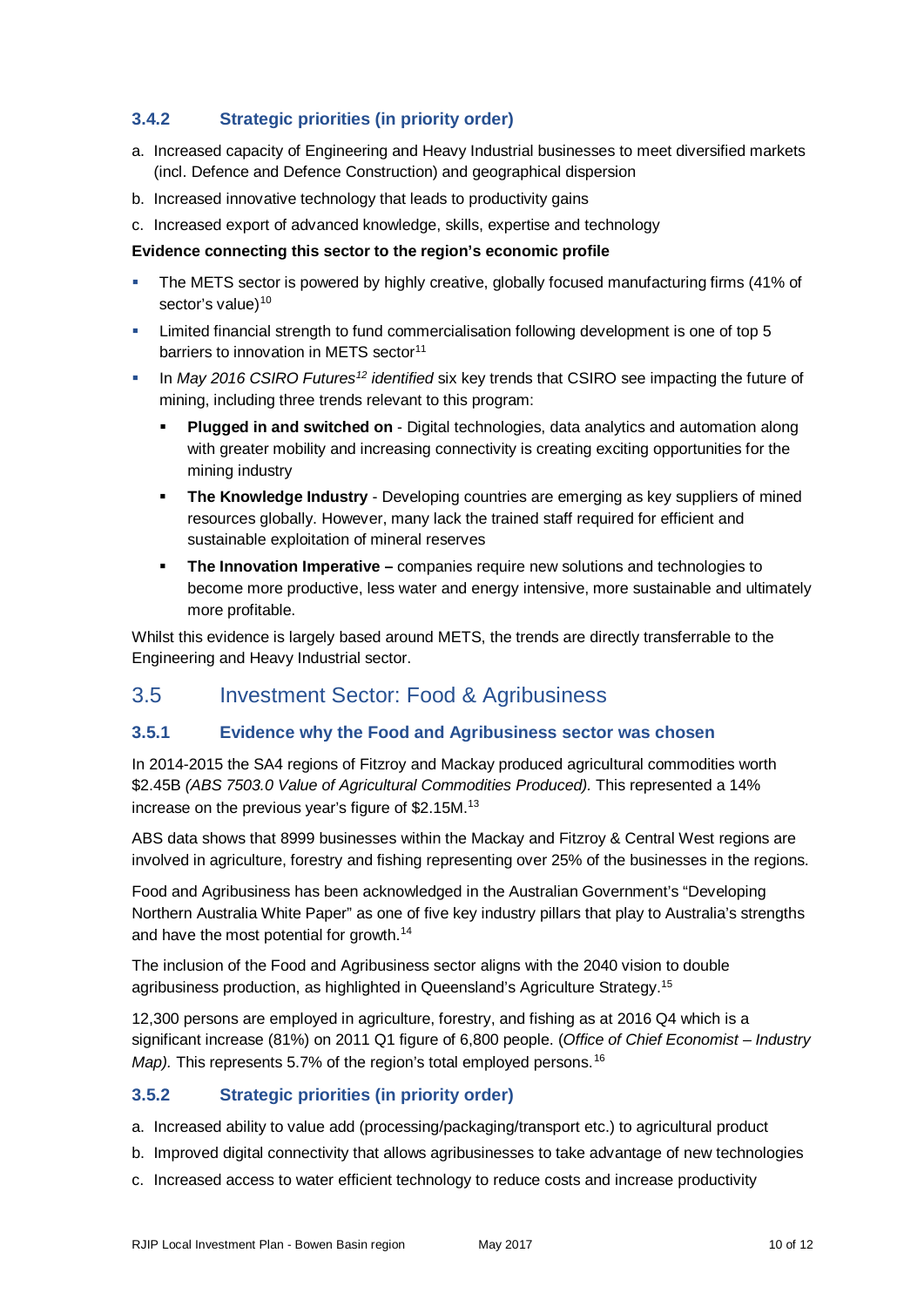### 3.4.2 Strategic priorities (in priority order)

a. Increased capacity of Engineering and Heavy Industrial businesses to meet diversified markets (incl. Defence and Defence Construction) and geographical dispersion
b. Increased innovative technology that leads to productivity gains
c. Increased export of advanced knowledge, skills, expertise and technology

**Evidence connecting this sector to the region's economic profile**

- The METS sector is powered by highly creative, globally focused manufacturing firms (41% of sector's value)[10]
- Limited financial strength to fund commercialisation following development is one of top 5 barriers to innovation in METS sector[11]
- In *May 2016 CSIRO Futures[12] identified* six key trends that CSIRO see impacting the future of mining, including three trends relevant to this program:
  - **Plugged in and switched on** - Digital technologies, data analytics and automation along with greater mobility and increasing connectivity is creating exciting opportunities for the mining industry
  - **The Knowledge Industry** - Developing countries are emerging as key suppliers of mined resources globally. However, many lack the trained staff required for efficient and sustainable exploitation of mineral reserves
  - **The Innovation Imperative –** companies require new solutions and technologies to become more productive, less water and energy intensive, more sustainable and ultimately more profitable.

Whilst this evidence is largely based around METS, the trends are directly transferrable to the Engineering and Heavy Industrial sector.

## 3.5 Investment Sector: Food & Agribusiness

### 3.5.1 Evidence why the Food and Agribusiness sector was chosen

In 2014-2015 the SA4 regions of Fitzroy and Mackay produced agricultural commodities worth $2.45B *(ABS 7503.0 Value of Agricultural Commodities Produced).* This represented a 14% increase on the previous year's figure of $2.15M.[13]

ABS data shows that 8999 businesses within the Mackay and Fitzroy & Central West regions are involved in agriculture, forestry and fishing representing over 25% of the businesses in the regions.

Food and Agribusiness has been acknowledged in the Australian Government's "Developing Northern Australia White Paper" as one of five key industry pillars that play to Australia's strengths and have the most potential for growth.[14]

The inclusion of the Food and Agribusiness sector aligns with the 2040 vision to double agribusiness production, as highlighted in Queensland's Agriculture Strategy.[15]

12,300 persons are employed in agriculture, forestry, and fishing as at 2016 Q4 which is a significant increase (81%) on 2011 Q1 figure of 6,800 people. (*Office of Chief Economist – Industry Map).* This represents 5.7% of the region's total employed persons.[16]

### 3.5.2 Strategic priorities (in priority order)

a. Increased ability to value add (processing/packaging/transport etc.) to agricultural product
b. Improved digital connectivity that allows agribusinesses to take advantage of new technologies
c. Increased access to water efficient technology to reduce costs and increase productivity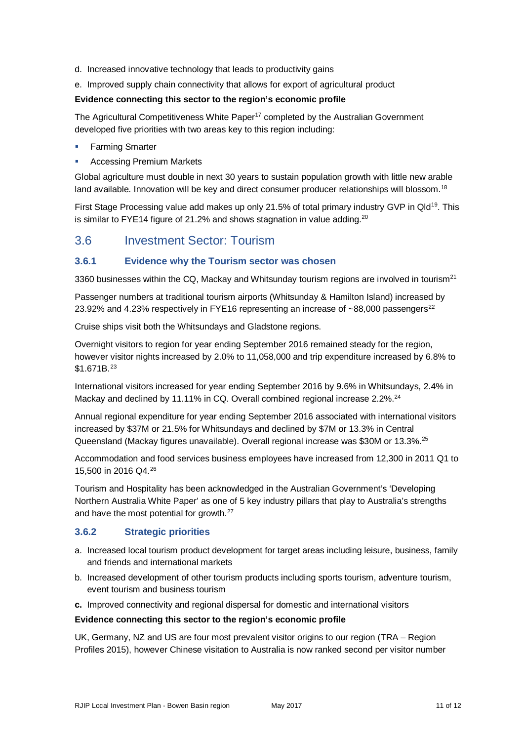d. Increased innovative technology that leads to productivity gains

e. Improved supply chain connectivity that allows for export of agricultural product

**Evidence connecting this sector to the region's economic profile**

The Agricultural Competitiveness White Paper[17] completed by the Australian Government developed five priorities with two areas key to this region including:

- Farming Smarter
- Accessing Premium Markets

Global agriculture must double in next 30 years to sustain population growth with little new arable land available. Innovation will be key and direct consumer producer relationships will blossom.[18]

First Stage Processing value add makes up only 21.5% of total primary industry GVP in Qld[19]. This is similar to FYE14 figure of 21.2% and shows stagnation in value adding.[20]

## 3.6 Investment Sector: Tourism

### 3.6.1 Evidence why the Tourism sector was chosen

3360 businesses within the CQ, Mackay and Whitsunday tourism regions are involved in tourism[21]

Passenger numbers at traditional tourism airports (Whitsunday & Hamilton Island) increased by 23.92% and 4.23% respectively in FYE16 representing an increase of ~88,000 passengers[22]

Cruise ships visit both the Whitsundays and Gladstone regions.

Overnight visitors to region for year ending September 2016 remained steady for the region, however visitor nights increased by 2.0% to 11,058,000 and trip expenditure increased by 6.8% to $1.671B.[23]

International visitors increased for year ending September 2016 by 9.6% in Whitsundays, 2.4% in Mackay and declined by 11.11% in CQ. Overall combined regional increase 2.2%.[24]

Annual regional expenditure for year ending September 2016 associated with international visitors increased by $37M or 21.5% for Whitsundays and declined by $7M or 13.3% in Central Queensland (Mackay figures unavailable). Overall regional increase was $30M or 13.3%.[25]

Accommodation and food services business employees have increased from 12,300 in 2011 Q1 to 15,500 in 2016 Q4.[26]

Tourism and Hospitality has been acknowledged in the Australian Government's 'Developing Northern Australia White Paper' as one of 5 key industry pillars that play to Australia's strengths and have the most potential for growth.[27]

### 3.6.2 Strategic priorities

a. Increased local tourism product development for target areas including leisure, business, family and friends and international markets

b. Increased development of other tourism products including sports tourism, adventure tourism, event tourism and business tourism

**c.** Improved connectivity and regional dispersal for domestic and international visitors

**Evidence connecting this sector to the region's economic profile**

UK, Germany, NZ and US are four most prevalent visitor origins to our region (TRA – Region Profiles 2015), however Chinese visitation to Australia is now ranked second per visitor number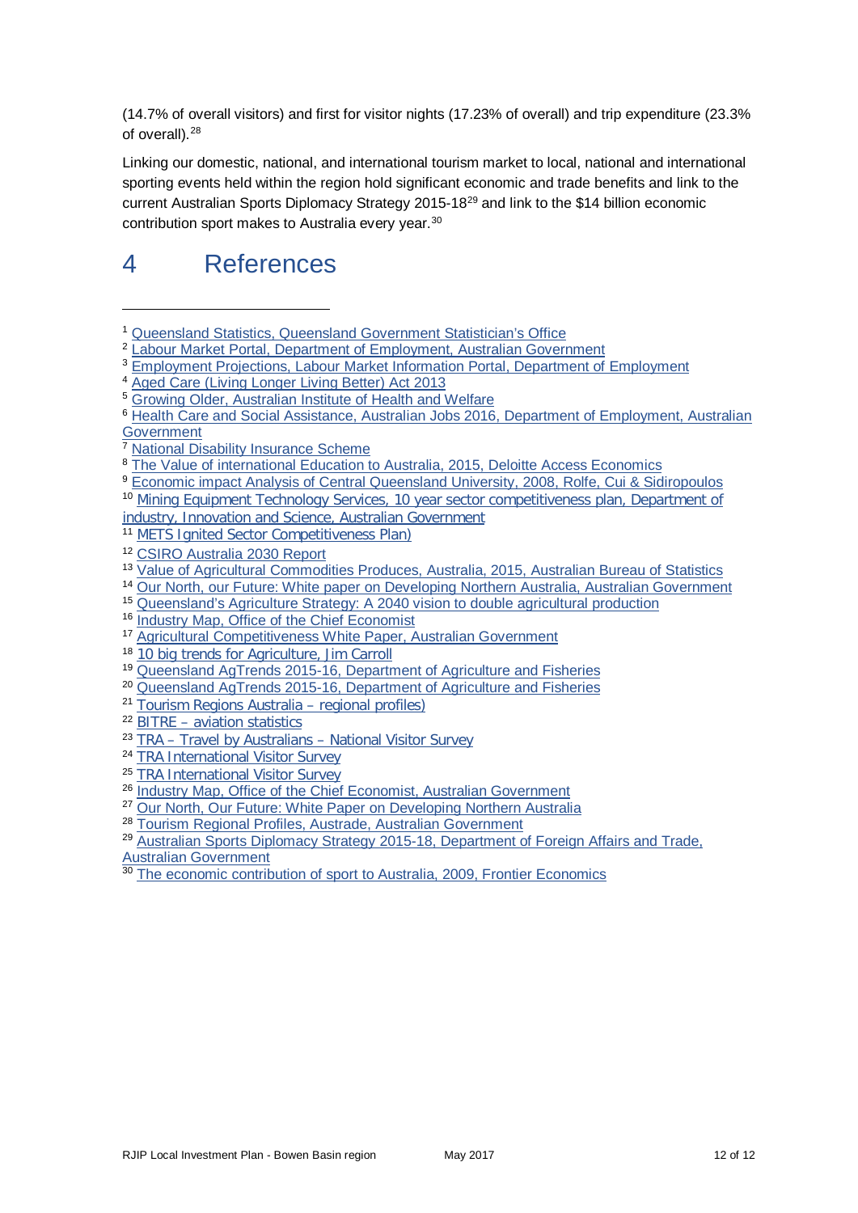(14.7% of overall visitors) and first for visitor nights (17.23% of overall) and trip expenditure (23.3% of overall).[28]

Linking our domestic, national, and international tourism market to local, national and international sporting events held within the region hold significant economic and trade benefits and link to the current Australian Sports Diplomacy Strategy 2015-18[29] and link to the $14 billion economic contribution sport makes to Australia every year.[30]

# 4 References

[1] Queensland Statistics, Queensland Government Statistician's Office
[2] Labour Market Portal, Department of Employment, Australian Government
[3] Employment Projections, Labour Market Information Portal, Department of Employment
[4] Aged Care (Living Longer Living Better) Act 2013
[5] Growing Older, Australian Institute of Health and Welfare
[6] Health Care and Social Assistance, Australian Jobs 2016, Department of Employment, Australian Government
[7] National Disability Insurance Scheme
[8] The Value of international Education to Australia, 2015, Deloitte Access Economics
[9] Economic impact Analysis of Central Queensland University, 2008, Rolfe, Cui & Sidiropoulos
[10] Mining Equipment Technology Services, 10 year sector competitiveness plan, Department of industry, Innovation and Science, Australian Government
[11] METS Ignited Sector Competitiveness Plan)
[12] CSIRO Australia 2030 Report
[13] Value of Agricultural Commodities Produces, Australia, 2015, Australian Bureau of Statistics
[14] Our North, our Future: White paper on Developing Northern Australia, Australian Government
[15] Queensland's Agriculture Strategy: A 2040 vision to double agricultural production
[16] Industry Map, Office of the Chief Economist
[17] Agricultural Competitiveness White Paper, Australian Government
[18] 10 big trends for Agriculture, Jim Carroll
[19] Queensland AgTrends 2015-16, Department of Agriculture and Fisheries
[20] Queensland AgTrends 2015-16, Department of Agriculture and Fisheries
[21] Tourism Regions Australia – regional profiles)
[22] BITRE – aviation statistics
[23] TRA – Travel by Australians – National Visitor Survey
[24] TRA International Visitor Survey
[25] TRA International Visitor Survey
[26] Industry Map, Office of the Chief Economist, Australian Government
[27] Our North, Our Future: White Paper on Developing Northern Australia
[28] Tourism Regional Profiles, Austrade, Australian Government
[29] Australian Sports Diplomacy Strategy 2015-18, Department of Foreign Affairs and Trade, Australian Government
[30] The economic contribution of sport to Australia, 2009, Frontier Economics